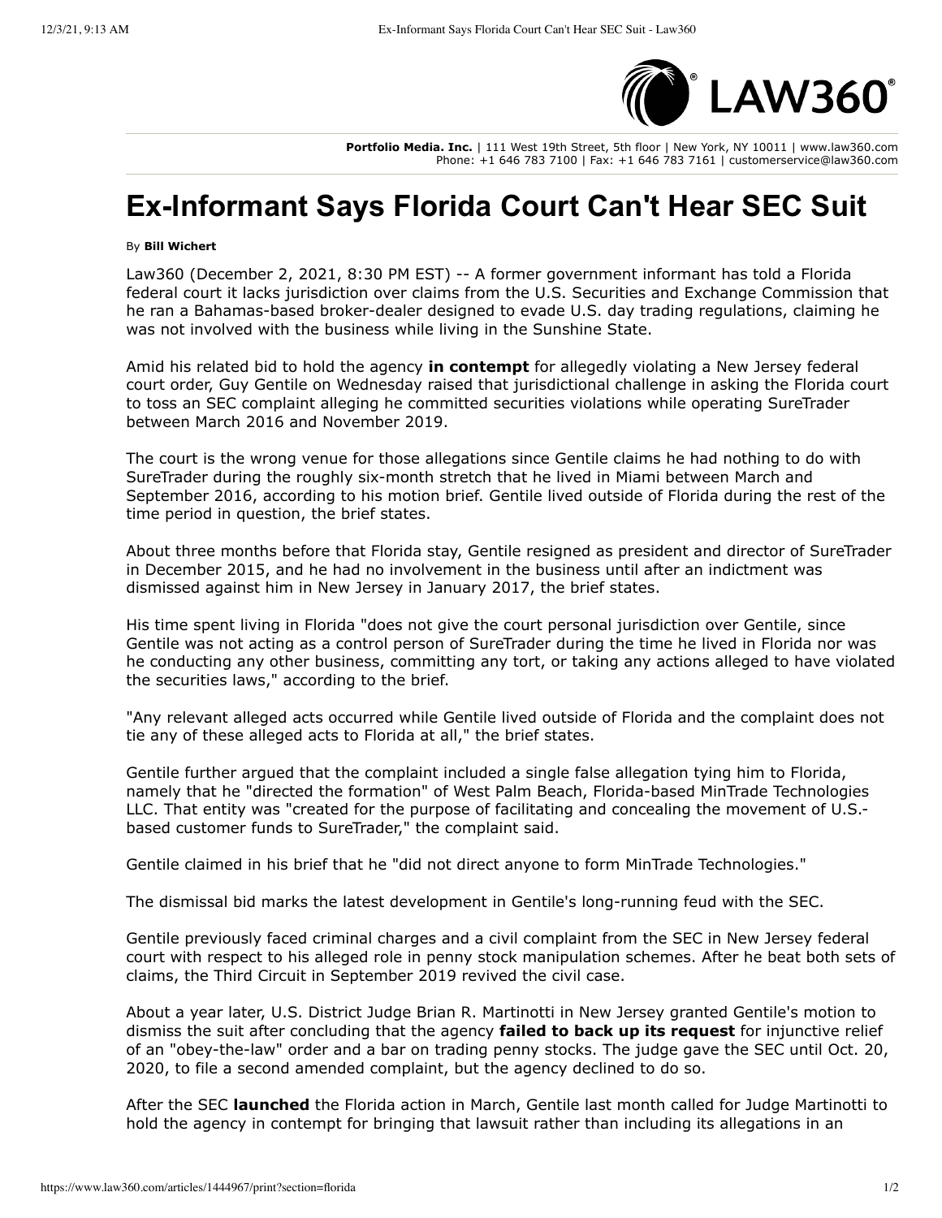Portfolio Media. Inc. | 111 West 19th Street, 5th floor | New York, NY 10011 | www.law360.com
Phone: +1 646 783 7100 | Fax: +1 646 783 7161 | customerservice@law360.com

# Ex-Informant Says Florida Court Can't Hear SEC Suit

By **Bill Wichert**

Law360 (December 2, 2021, 8:30 PM EST) -- A former government informant has told a Florida federal court it lacks jurisdiction over claims from the U.S. Securities and Exchange Commission that he ran a Bahamas-based broker-dealer designed to evade U.S. day trading regulations, claiming he was not involved with the business while living in the Sunshine State.

Amid his related bid to hold the agency **in contempt** for allegedly violating a New Jersey federal court order, Guy Gentile on Wednesday raised that jurisdictional challenge in asking the Florida court to toss an SEC complaint alleging he committed securities violations while operating SureTrader between March 2016 and November 2019.

The court is the wrong venue for those allegations since Gentile claims he had nothing to do with SureTrader during the roughly six-month stretch that he lived in Miami between March and September 2016, according to his motion brief. Gentile lived outside of Florida during the rest of the time period in question, the brief states.

About three months before that Florida stay, Gentile resigned as president and director of SureTrader in December 2015, and he had no involvement in the business until after an indictment was dismissed against him in New Jersey in January 2017, the brief states.

His time spent living in Florida "does not give the court personal jurisdiction over Gentile, since Gentile was not acting as a control person of SureTrader during the time he lived in Florida nor was he conducting any other business, committing any tort, or taking any actions alleged to have violated the securities laws," according to the brief.

"Any relevant alleged acts occurred while Gentile lived outside of Florida and the complaint does not tie any of these alleged acts to Florida at all," the brief states.

Gentile further argued that the complaint included a single false allegation tying him to Florida, namely that he "directed the formation" of West Palm Beach, Florida-based MinTrade Technologies LLC. That entity was "created for the purpose of facilitating and concealing the movement of U.S.-based customer funds to SureTrader," the complaint said.

Gentile claimed in his brief that he "did not direct anyone to form MinTrade Technologies."

The dismissal bid marks the latest development in Gentile's long-running feud with the SEC.

Gentile previously faced criminal charges and a civil complaint from the SEC in New Jersey federal court with respect to his alleged role in penny stock manipulation schemes. After he beat both sets of claims, the Third Circuit in September 2019 revived the civil case.

About a year later, U.S. District Judge Brian R. Martinotti in New Jersey granted Gentile's motion to dismiss the suit after concluding that the agency **failed to back up its request** for injunctive relief of an "obey-the-law" order and a bar on trading penny stocks. The judge gave the SEC until Oct. 20, 2020, to file a second amended complaint, but the agency declined to do so.

After the SEC **launched** the Florida action in March, Gentile last month called for Judge Martinotti to hold the agency in contempt for bringing that lawsuit rather than including its allegations in an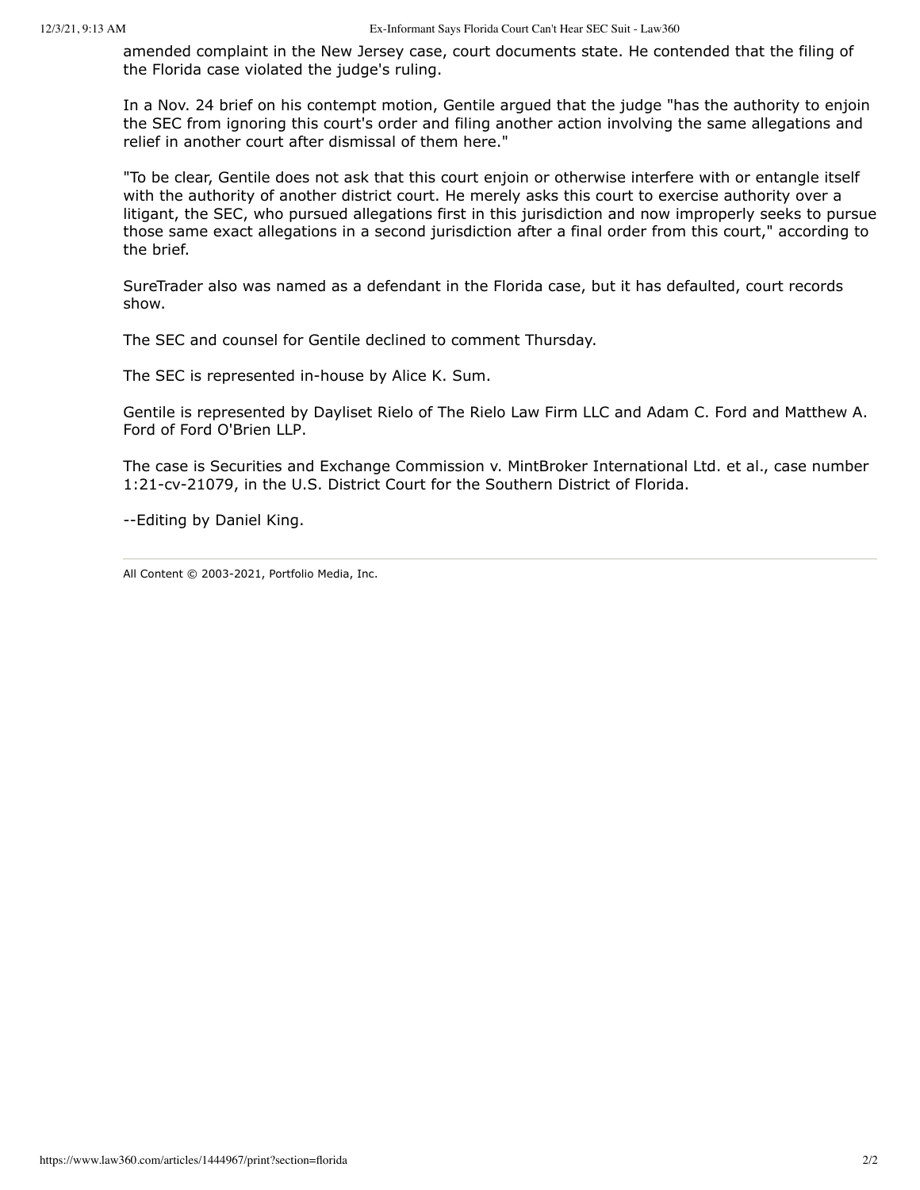amended complaint in the New Jersey case, court documents state. He contended that the filing of the Florida case violated the judge's ruling.

In a Nov. 24 brief on his contempt motion, Gentile argued that the judge "has the authority to enjoin the SEC from ignoring this court's order and filing another action involving the same allegations and relief in another court after dismissal of them here."

"To be clear, Gentile does not ask that this court enjoin or otherwise interfere with or entangle itself with the authority of another district court. He merely asks this court to exercise authority over a litigant, the SEC, who pursued allegations first in this jurisdiction and now improperly seeks to pursue those same exact allegations in a second jurisdiction after a final order from this court," according to the brief.

SureTrader also was named as a defendant in the Florida case, but it has defaulted, court records show.

The SEC and counsel for Gentile declined to comment Thursday.

The SEC is represented in-house by Alice K. Sum.

Gentile is represented by Dayliset Rielo of The Rielo Law Firm LLC and Adam C. Ford and Matthew A. Ford of Ford O'Brien LLP.

The case is Securities and Exchange Commission v. MintBroker International Ltd. et al., case number 1:21-cv-21079, in the U.S. District Court for the Southern District of Florida.

--Editing by Daniel King.

All Content © 2003-2021, Portfolio Media, Inc.